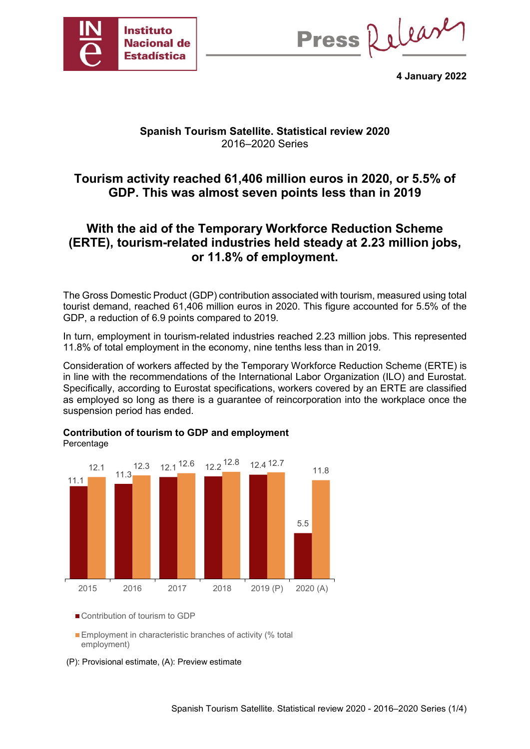**4 January 2022**

### Spanish Tourism Satellite. Statistical review 2020
2016–2020 Series

## Tourism activity reached 61,406 million euros in 2020, or 5.5% of GDP. This was almost seven points less than in 2019

## With the aid of the Temporary Workforce Reduction Scheme (ERTE), tourism-related industries held steady at 2.23 million jobs, or 11.8% of employment.

The Gross Domestic Product (GDP) contribution associated with tourism, measured using total tourist demand, reached 61,406 million euros in 2020. This figure accounted for 5.5% of the GDP, a reduction of 6.9 points compared to 2019.

In turn, employment in tourism-related industries reached 2.23 million jobs. This represented 11.8% of total employment in the economy, nine tenths less than in 2019.

Consideration of workers affected by the Temporary Workforce Reduction Scheme (ERTE) is in line with the recommendations of the International Labor Organization (ILO) and Eurostat. Specifically, according to Eurostat specifications, workers covered by an ERTE are classified as employed so long as there is a guarantee of reincorporation into the workplace once the suspension period has ended.

**Contribution of tourism to GDP and employment**
Percentage

| | 2015 | 2016 | 2017 | 2018 | 2019 (P) | 2020 (A) |
|---|---|---|---|---|---|---|
| Contribution of tourism to GDP | 11.1 | 11.3 | 12.1 | 12.2 | 12.4 | 5.5 |
| Employment in characteristic branches of activity (% total employment) | 12.1 | 12.3 | 12.6 | 12.8 | 12.7 | 11.8 |

(P): Provisional estimate, (A): Preview estimate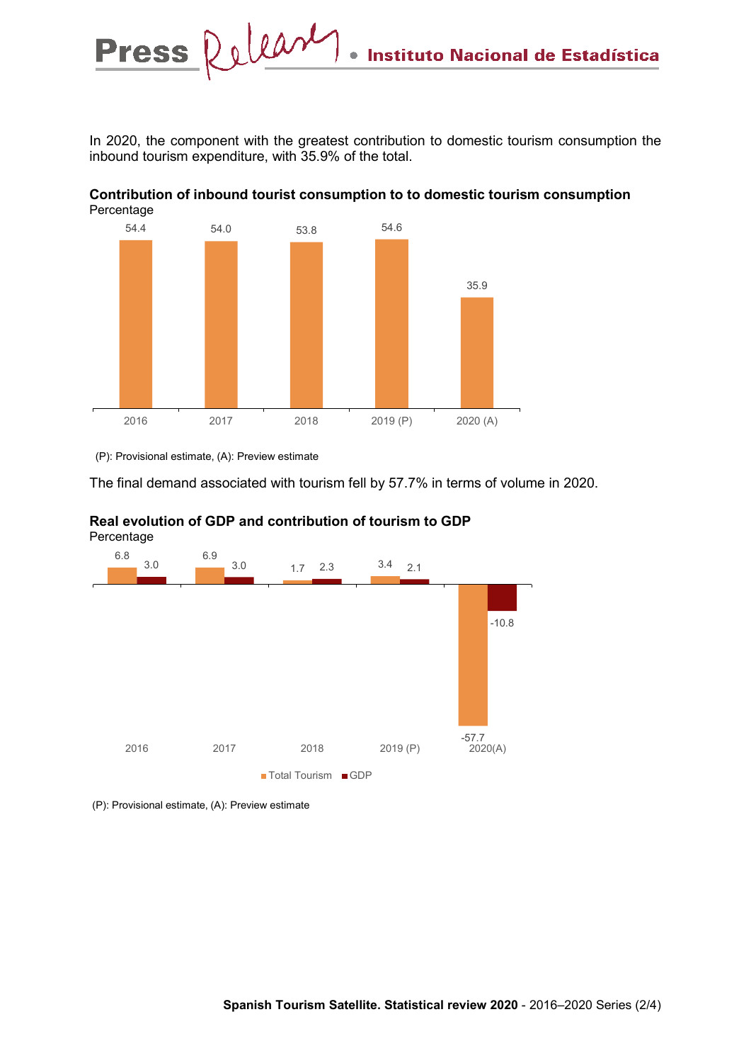In 2020, the component with the greatest contribution to domestic tourism consumption the inbound tourism expenditure, with 35.9% of the total.

**Contribution of inbound tourist consumption to to domestic tourism consumption**
Percentage

| 2016 | 2017 | 2018 | 2019 (P) | 2020 (A) |
|---|---|---|---|---|
| 54.4 | 54.0 | 53.8 | 54.6 | 35.9 |

(P): Provisional estimate, (A): Preview estimate

The final demand associated with tourism fell by 57.7% in terms of volume in 2020.

**Real evolution of GDP and contribution of tourism to GDP**
Percentage

| | 2016 | 2017 | 2018 | 2019 (P) | 2020(A) |
|---|---|---|---|---|---|
| Total Tourism | 6.8 | 6.9 | 1.7 | 3.4 | -57.7 |
| GDP | 3.0 | 3.0 | 2.3 | 2.1 | -10.8 |

(P): Provisional estimate, (A): Preview estimate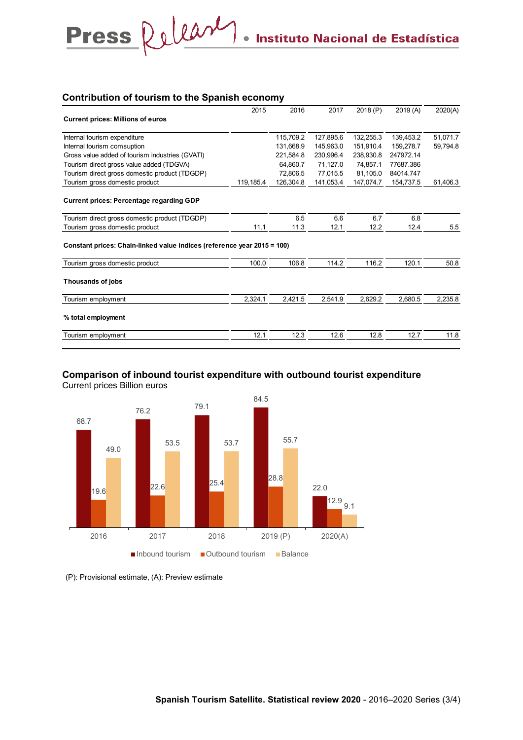## Contribution of tourism to the Spanish economy

| | 2015 | 2016 | 2017 | 2018 (P) | 2019 (A) | 2020(A) |
|---|---|---|---|---|---|---|
| **Current prices: Millions of euros** | | | | | | |
| Internal tourism expenditure | | 115,709.2 | 127,895.6 | 132,255.3 | 139,453.2 | 51,071.7 |
| Internal tourism comsuption | | 131,668.9 | 145,963.0 | 151,910.4 | 159,278.7 | 59,794.8 |
| Gross value added of tourism industries (GVATI) | | 221,584.8 | 230,996.4 | 238,930.8 | 247972.14 | |
| Tourism direct gross value added (TDGVA) | | 64,860.7 | 71,127.0 | 74,857.1 | 77687.386 | |
| Tourism direct gross domestic product (TDGDP) | | 72,806.5 | 77,015.5 | 81,105.0 | 84014.747 | |
| Tourism gross domestic product | 119,185.4 | 126,304.8 | 141,053.4 | 147,074.7 | 154,737.5 | 61,406.3 |
| **Current prices: Percentage regarding GDP** | | | | | | |
| Tourism direct gross domestic product (TDGDP) | | 6.5 | 6.6 | 6.7 | 6.8 | |
| Tourism gross domestic product | 11.1 | 11.3 | 12.1 | 12.2 | 12.4 | 5.5 |
| **Constant prices: Chain-linked value indices (reference year 2015 = 100)** | | | | | | |
| Tourism gross domestic product | 100.0 | 106.8 | 114.2 | 116.2 | 120.1 | 50.8 |
| **Thousands of jobs** | | | | | | |
| Tourism employment | 2,324.1 | 2,421.5 | 2,541.9 | 2,629.2 | 2,680.5 | 2,235.8 |
| **% total employment** | | | | | | |
| Tourism employment | 12.1 | 12.3 | 12.6 | 12.8 | 12.7 | 11.8 |

## Comparison of inbound tourist expenditure with outbound tourist expenditure

Current prices Billion euros

| | 2016 | 2017 | 2018 | 2019 (P) | 2020(A) |
|---|---|---|---|---|---|
| Inbound tourism | 68.7 | 76.2 | 79.1 | 84.5 | 22.0 |
| Outbound tourism | 19.6 | 22.6 | 25.4 | 28.8 | 12.9 |
| Balance | 49.0 | 53.5 | 53.7 | 55.7 | 9.1 |

(P): Provisional estimate, (A): Preview estimate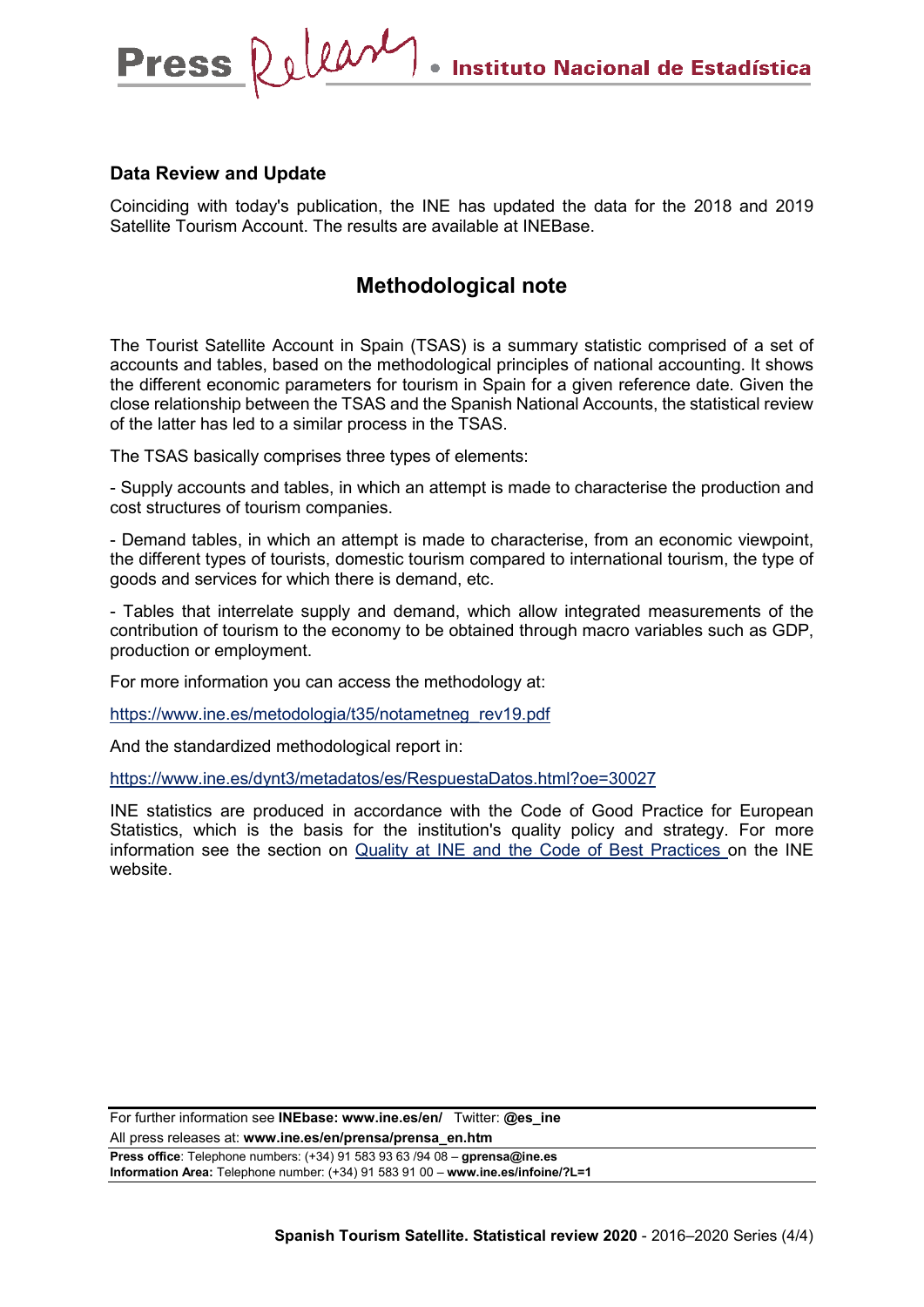## Data Review and Update

Coinciding with today's publication, the INE has updated the data for the 2018 and 2019 Satellite Tourism Account. The results are available at INEBase.

## Methodological note

The Tourist Satellite Account in Spain (TSAS) is a summary statistic comprised of a set of accounts and tables, based on the methodological principles of national accounting. It shows the different economic parameters for tourism in Spain for a given reference date. Given the close relationship between the TSAS and the Spanish National Accounts, the statistical review of the latter has led to a similar process in the TSAS.

The TSAS basically comprises three types of elements:

- Supply accounts and tables, in which an attempt is made to characterise the production and cost structures of tourism companies.

- Demand tables, in which an attempt is made to characterise, from an economic viewpoint, the different types of tourists, domestic tourism compared to international tourism, the type of goods and services for which there is demand, etc.

- Tables that interrelate supply and demand, which allow integrated measurements of the contribution of tourism to the economy to be obtained through macro variables such as GDP, production or employment.

For more information you can access the methodology at:

https://www.ine.es/metodologia/t35/notametneg_rev19.pdf

And the standardized methodological report in:

https://www.ine.es/dynt3/metadatos/es/RespuestaDatos.html?oe=30027

INE statistics are produced in accordance with the Code of Good Practice for European Statistics, which is the basis for the institution's quality policy and strategy. For more information see the section on Quality at INE and the Code of Best Practices on the INE website.

For further information see **INEbase: www.ine.es/en/** Twitter: **@es_ine**
All press releases at: **www.ine.es/en/prensa/prensa_en.htm**

**Press office**: Telephone numbers: (+34) 91 583 93 63 /94 08 – **gprensa@ine.es**
**Information Area:** Telephone number: (+34) 91 583 91 00 – **www.ine.es/infoine/?L=1**